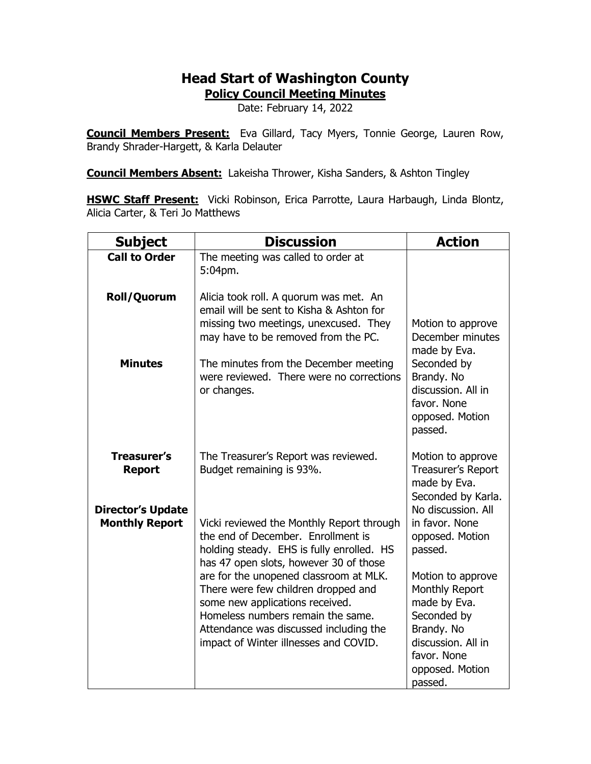# Head Start of Washington County

## Policy Council Meeting Minutes

Date: February 14, 2022

**Council Members Present:** Eva Gillard, Tacy Myers, Tonnie George, Lauren Row, Brandy Shrader-Hargett, & Karla Delauter

**Council Members Absent:** Lakeisha Thrower, Kisha Sanders, & Ashton Tingley

**HSWC Staff Present:** Vicki Robinson, Erica Parrotte, Laura Harbaugh, Linda Blontz, Alicia Carter, & Teri Jo Matthews

| Subject | Discussion | Action |
|---|---|---|
| **Call to Order** | The meeting was called to order at 5:04pm. | |
| **Roll/Quorum** | Alicia took roll. A quorum was met. An email will be sent to Kisha & Ashton for missing two meetings, unexcused. They may have to be removed from the PC. | |
| **Minutes** | The minutes from the December meeting were reviewed. There were no corrections or changes. | Motion to approve December minutes made by Eva. Seconded by Brandy. No discussion. All in favor. None opposed. Motion passed. |
| **Treasurer's Report** | The Treasurer's Report was reviewed. Budget remaining is 93%. | Motion to approve Treasurer's Report made by Eva. Seconded by Karla. No discussion. All in favor. None opposed. Motion passed. |
| **Director's Update Monthly Report** | Vicki reviewed the Monthly Report through the end of December. Enrollment is holding steady. EHS is fully enrolled. HS has 47 open slots, however 30 of those are for the unopened classroom at MLK. There were few children dropped and some new applications received. Homeless numbers remain the same. Attendance was discussed including the impact of Winter illnesses and COVID. | Motion to approve Monthly Report made by Eva. Seconded by Brandy. No discussion. All in favor. None opposed. Motion passed. |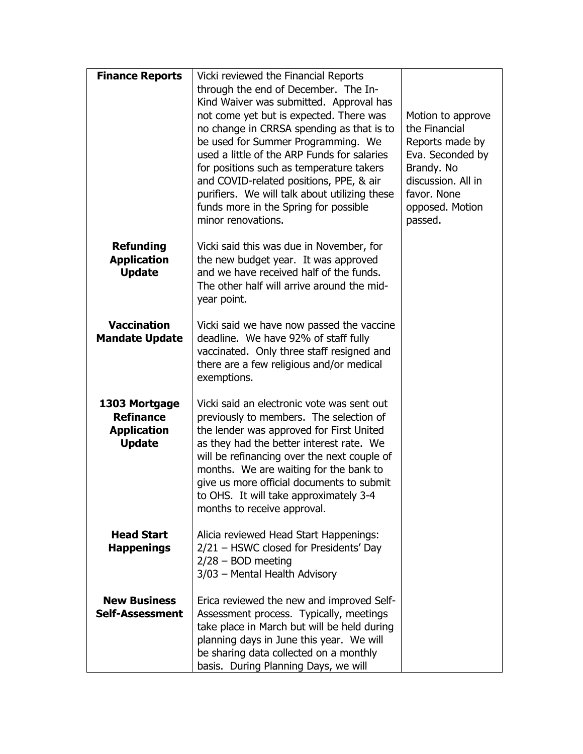| | | |
|---|---|---|
| **Finance Reports** | Vicki reviewed the Financial Reports through the end of December. The In-Kind Waiver was submitted. Approval has not come yet but is expected. There was no change in CRRSA spending as that is to be used for Summer Programming. We used a little of the ARP Funds for salaries for positions such as temperature takers and COVID-related positions, PPE, & air purifiers. We will talk about utilizing these funds more in the Spring for possible minor renovations. | Motion to approve the Financial Reports made by Eva. Seconded by Brandy. No discussion. All in favor. None opposed. Motion passed. |
| **Refunding Application Update** | Vicki said this was due in November, for the new budget year. It was approved and we have received half of the funds. The other half will arrive around the mid-year point. | |
| **Vaccination Mandate Update** | Vicki said we have now passed the vaccine deadline. We have 92% of staff fully vaccinated. Only three staff resigned and there are a few religious and/or medical exemptions. | |
| **1303 Mortgage Refinance Application Update** | Vicki said an electronic vote was sent out previously to members. The selection of the lender was approved for First United as they had the better interest rate. We will be refinancing over the next couple of months. We are waiting for the bank to give us more official documents to submit to OHS. It will take approximately 3-4 months to receive approval. | |
| **Head Start Happenings** | Alicia reviewed Head Start Happenings:<br>2/21 – HSWC closed for Presidents' Day<br>2/28 – BOD meeting<br>3/03 – Mental Health Advisory | |
| **New Business Self-Assessment** | Erica reviewed the new and improved Self-Assessment process. Typically, meetings take place in March but will be held during planning days in June this year. We will be sharing data collected on a monthly basis. During Planning Days, we will | |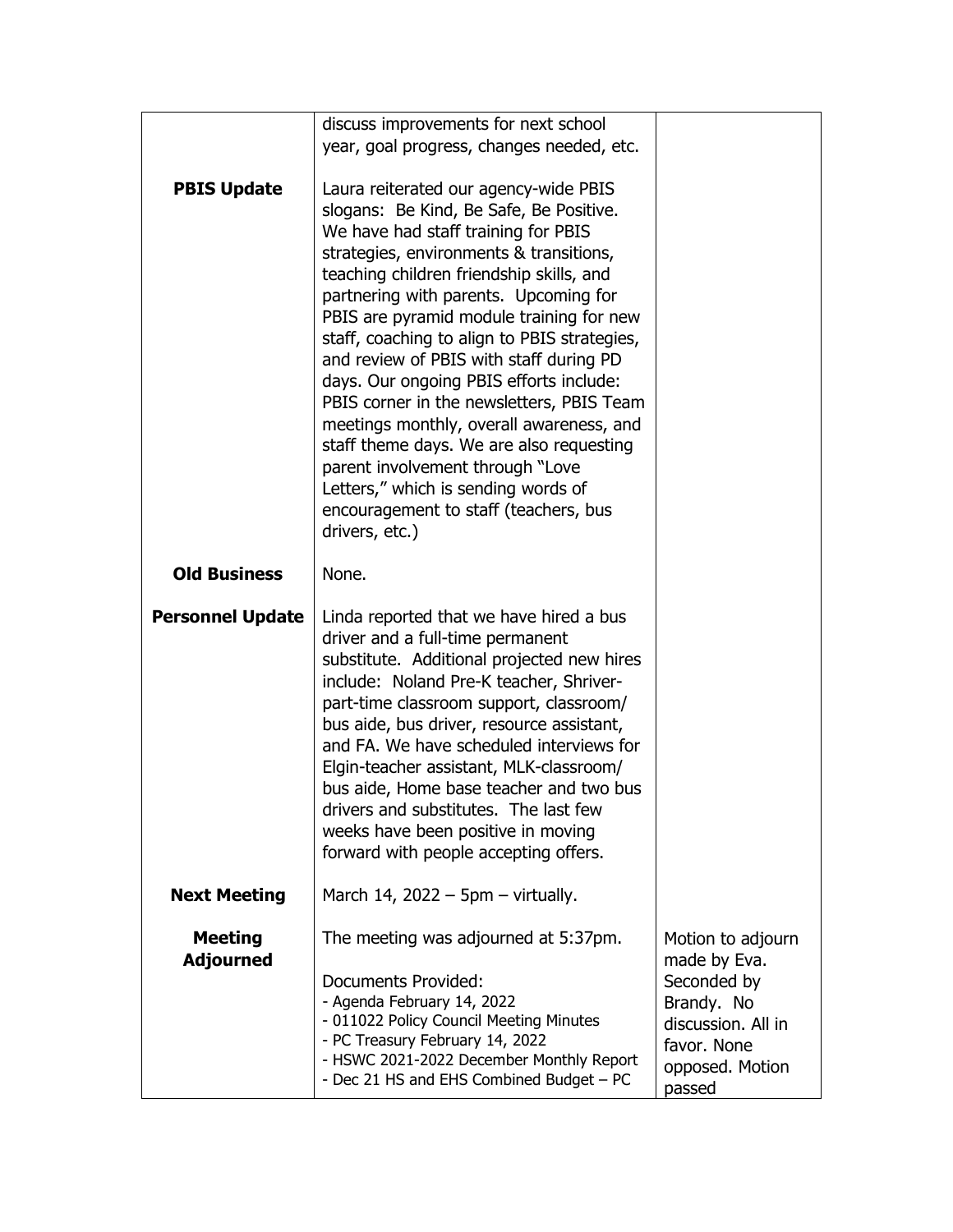| | | |
|---|---|---|
| | discuss improvements for next school year, goal progress, changes needed, etc. | |
| **PBIS Update** | Laura reiterated our agency-wide PBIS slogans: Be Kind, Be Safe, Be Positive. We have had staff training for PBIS strategies, environments & transitions, teaching children friendship skills, and partnering with parents. Upcoming for PBIS are pyramid module training for new staff, coaching to align to PBIS strategies, and review of PBIS with staff during PD days. Our ongoing PBIS efforts include: PBIS corner in the newsletters, PBIS Team meetings monthly, overall awareness, and staff theme days. We are also requesting parent involvement through "Love Letters," which is sending words of encouragement to staff (teachers, bus drivers, etc.) | |
| **Old Business** | None. | |
| **Personnel Update** | Linda reported that we have hired a bus driver and a full-time permanent substitute. Additional projected new hires include: Noland Pre-K teacher, Shriver-part-time classroom support, classroom/ bus aide, bus driver, resource assistant, and FA. We have scheduled interviews for Elgin-teacher assistant, MLK-classroom/ bus aide, Home base teacher and two bus drivers and substitutes. The last few weeks have been positive in moving forward with people accepting offers. | |
| **Next Meeting** | March 14, 2022 – 5pm – virtually. | |
| **Meeting Adjourned** | The meeting was adjourned at 5:37pm.<br><br>Documents Provided:<br>- Agenda February 14, 2022<br>- 011022 Policy Council Meeting Minutes<br>- PC Treasury February 14, 2022<br>- HSWC 2021-2022 December Monthly Report<br>- Dec 21 HS and EHS Combined Budget – PC | Motion to adjourn made by Eva. Seconded by Brandy. No discussion. All in favor. None opposed. Motion passed |